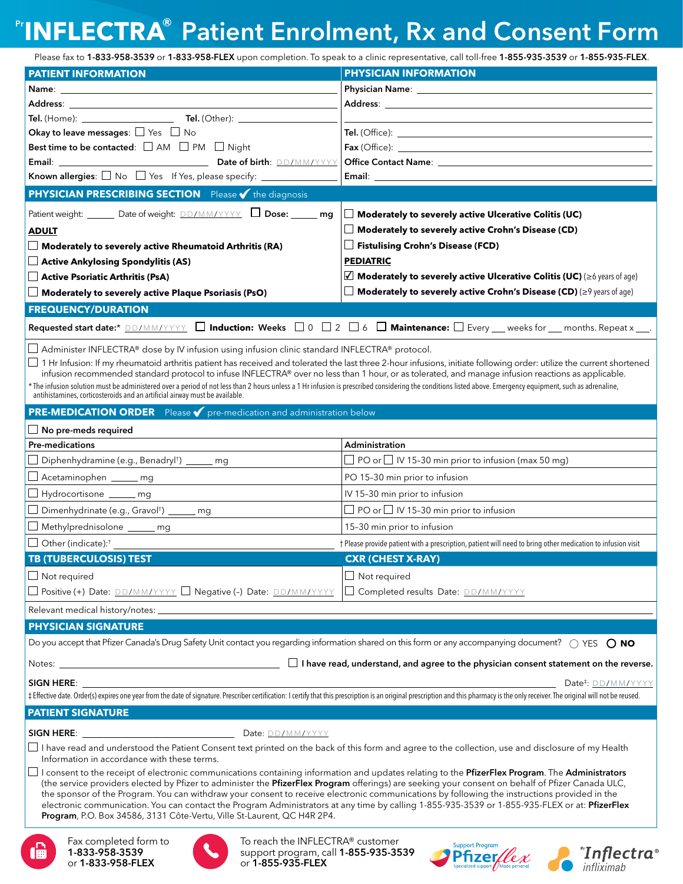# Pr INFLECTRA® Patient Enrolment, Rx and Consent Form

Please fax to **1-833-958-3539** or **1-833-958-FLEX** upon completion. To speak to a clinic representative, call toll-free **1-855-935-3539** or **1-855-935-FLEX**.

## PATIENT INFORMATION

**Name**: ______________________

**Address**: ______________________

**Tel.** (Home): ______________ **Tel.** (Other): ______________

**Okay to leave messages**: ☐ Yes ☐ No

**Best time to be contacted**: ☐ AM ☐ PM ☐ Night

**Email**: ______________ **Date of birth**: DD/MM/YYYY

**Known allergies**: ☐ No ☐ Yes If Yes, please specify: ______________

## PHYSICIAN INFORMATION

**Physician Name**: ______________________

**Address**: ______________________

**Tel.** (Office): ______________________

**Fax** (Office): ______________________

**Office Contact Name**: ______________________

**Email**: ______________________

## PHYSICIAN PRESCRIBING SECTION — Please ✔ the diagnosis

Patient weight: ______ Date of weight: DD/MM/YYYY ☐ **Dose:** ______ **mg**

**ADULT**

- ☐ **Moderately to severely active Rheumatoid Arthritis (RA)**
- ☐ **Active Ankylosing Spondylitis (AS)**
- ☐ **Active Psoriatic Arthritis (PsA)**
- ☐ **Moderately to severely active Plaque Psoriasis (PsO)**
- ☐ **Moderately to severely active Ulcerative Colitis (UC)**
- ☐ **Moderately to severely active Crohn's Disease (CD)**
- ☐ **Fistulising Crohn's Disease (FCD)**

**PEDIATRIC**

- ☑ **Moderately to severely active Ulcerative Colitis (UC)** (≥6 years of age)
- ☐ **Moderately to severely active Crohn's Disease (CD)** (≥9 years of age)

## FREQUENCY/DURATION

**Requested start date:*** DD/MM/YYYY ☐ **Induction:** **Weeks** ☐ 0 ☐ 2 ☐ 6 ☐ **Maintenance:** ☐ Every ___ weeks for ___ months. Repeat x ___.

☐ Administer INFLECTRA® dose by IV infusion using infusion clinic standard INFLECTRA® protocol.

☐ 1 Hr Infusion: If my rheumatoid arthritis patient has received and tolerated the last three 2-hour infusions, initiate following order: utilize the current shortened infusion recommended standard protocol to infuse INFLECTRA® over no less than 1 hour, or as tolerated, and manage infusion reactions as applicable.

* The infusion solution must be administered over a period of not less than 2 hours unless a 1 Hr infusion is prescribed considering the conditions listed above. Emergency equipment, such as adrenaline, antihistamines, corticosteroids and an artificial airway must be available.

## PRE-MEDICATION ORDER — Please ✔ pre-medication and administration below

☐ **No pre-meds required**

| Pre-medications | Administration |
|---|---|
| ☐ Diphenhydramine (e.g., Benadryl†) ______ mg | ☐ PO or ☐ IV 15–30 min prior to infusion (max 50 mg) |
| ☐ Acetaminophen ______ mg | PO 15–30 min prior to infusion |
| ☐ Hydrocortisone ______ mg | IV 15–30 min prior to infusion |
| ☐ Dimenhydrinate (e.g., Gravol†) ______ mg | ☐ PO or ☐ IV 15–30 min prior to infusion |
| ☐ Methylprednisolone ______ mg | 15–30 min prior to infusion |
| ☐ Other (indicate):† ______ | † Please provide patient with a prescription, patient will need to bring other medication to infusion visit |

## TB (TUBERCULOSIS) TEST

☐ Not required

☐ Positive (+) Date: DD/MM/YYYY ☐ Negative (-) Date: DD/MM/YYYY

## CXR (CHEST X-RAY)

☐ Not required

☐ Completed results Date: DD/MM/YYYY

Relevant medical history/notes: ______________________

## PHYSICIAN SIGNATURE

Do you accept that Pfizer Canada's Drug Safety Unit contact you regarding information shared on this form or any accompanying document? ◯ YES ◯ **NO**

Notes: ______________ ☐ **I have read, understand, and agree to the physician consent statement on the reverse.**

**SIGN HERE**: ______________________ Date‡: DD/MM/YYYY

‡ Effective date. Order(s) expires one year from the date of signature. Prescriber certification: I certify that this prescription is an original prescription and this pharmacy is the only receiver. The original will not be reused.

## PATIENT SIGNATURE

**SIGN HERE**: ______________ Date: DD/MM/YYYY

☐ I have read and understood the Patient Consent text printed on the back of this form and agree to the collection, use and disclosure of my Health Information in accordance with these terms.

☐ I consent to the receipt of electronic communications containing information and updates relating to the **PfizerFlex Program**. The **Administrators** (the service providers elected by Pfizer to administer the **PfizerFlex Program** offerings) are seeking your consent on behalf of Pfizer Canada ULC, the sponsor of the Program. You can withdraw your consent to receive electronic communications by following the instructions provided in the electronic communication. You can contact the Program Administrators at any time by calling 1-855-935-3539 or 1-855-935-FLEX or at: **PfizerFlex Program**, P.O. Box 34586, 3131 Côte-Vertu, Ville St-Laurent, QC H4R 2P4.

Fax completed form to **1-833-958-3539** or **1-833-958-FLEX**

To reach the INFLECTRA® customer support program, call **1-855-935-3539** or **1-855-935-FLEX**

Support Program Pfizerflex — Specialized support / Made personal.

Pr Inflectra® infliximab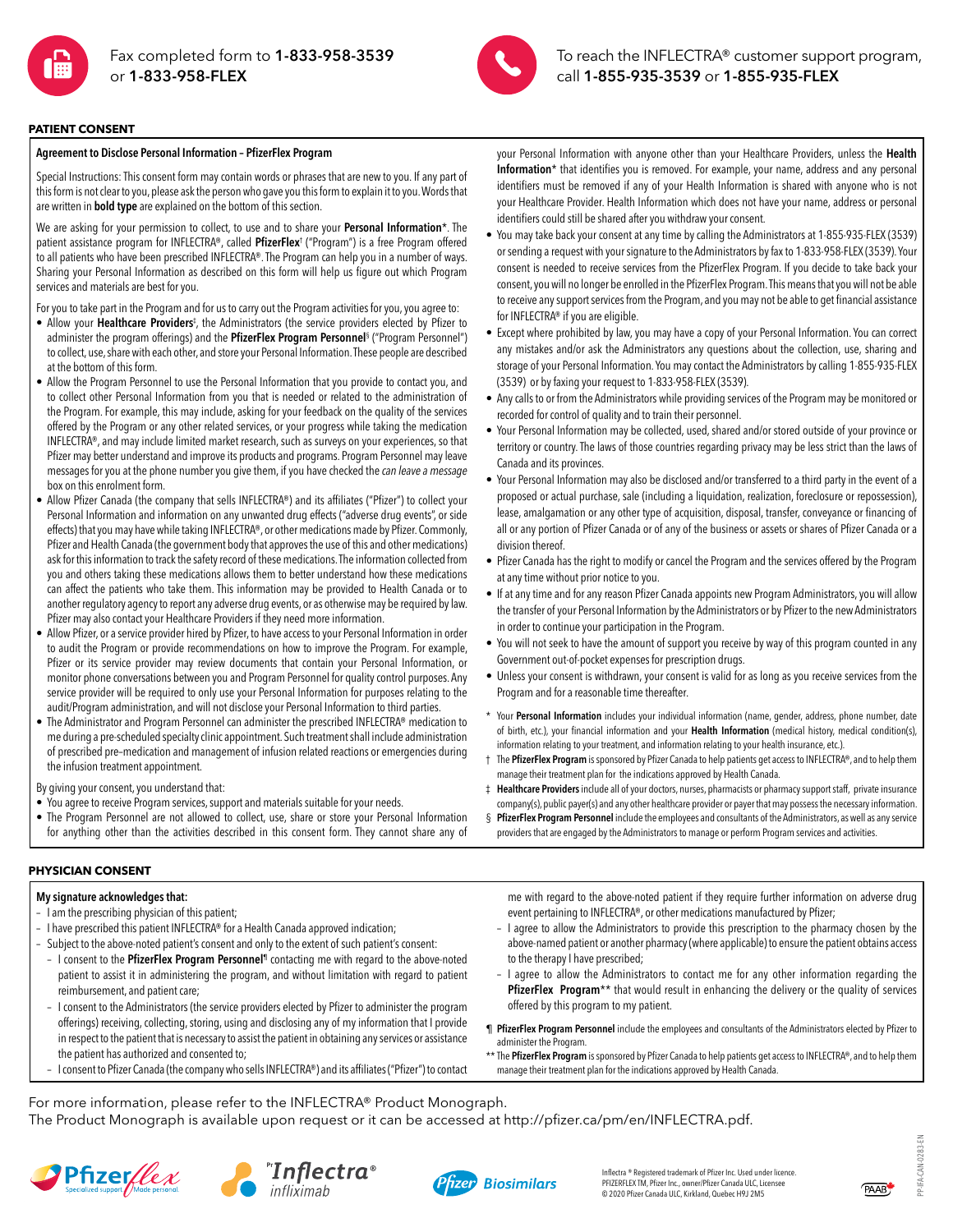Fax completed form to **1-833-958-3539** or **1-833-958-FLEX**

To reach the INFLECTRA® customer support program, call **1-855-935-3539** or **1-855-935-FLEX**

## PATIENT CONSENT

### Agreement to Disclose Personal Information – PfizerFlex Program

Special Instructions: This consent form may contain words or phrases that are new to you. If any part of this form is not clear to you, please ask the person who gave you this form to explain it to you. Words that are written in **bold type** are explained on the bottom of this section.

We are asking for your permission to collect, to use and to share your **Personal Information***. The patient assistance program for INFLECTRA®, called **PfizerFlex**† ("Program") is a free Program offered to all patients who have been prescribed INFLECTRA®. The Program can help you in a number of ways. Sharing your Personal Information as described on this form will help us figure out which Program services and materials are best for you.

For you to take part in the Program and for us to carry out the Program activities for you, you agree to:

- Allow your **Healthcare Providers**‡, the Administrators (the service providers elected by Pfizer to administer the program offerings) and the **PfizerFlex Program Personnel**§ ("Program Personnel") to collect, use, share with each other, and store your Personal Information. These people are described at the bottom of this form.
- Allow the Program Personnel to use the Personal Information that you provide to contact you, and to collect other Personal Information from you that is needed or related to the administration of the Program. For example, this may include, asking for your feedback on the quality of the services offered by the Program or any other related services, or your progress while taking the medication INFLECTRA®, and may include limited market research, such as surveys on your experiences, so that Pfizer may better understand and improve its products and programs. Program Personnel may leave messages for you at the phone number you give them, if you have checked the *can leave a message* box on this enrolment form.
- Allow Pfizer Canada (the company that sells INFLECTRA®) and its affiliates ("Pfizer") to collect your Personal Information and information on any unwanted drug effects ("adverse drug events", or side effects) that you may have while taking INFLECTRA®, or other medications made by Pfizer. Commonly, Pfizer and Health Canada (the government body that approves the use of this and other medications) ask for this information to track the safety record of these medications. The information collected from you and others taking these medications allows them to better understand how these medications can affect the patients who take them. This information may be provided to Health Canada or to another regulatory agency to report any adverse drug events, or as otherwise may be required by law. Pfizer may also contact your Healthcare Providers if they need more information.
- Allow Pfizer, or a service provider hired by Pfizer, to have access to your Personal Information in order to audit the Program or provide recommendations on how to improve the Program. For example, Pfizer or its service provider may review documents that contain your Personal Information, or monitor phone conversations between you and Program Personnel for quality control purposes. Any service provider will be required to only use your Personal Information for purposes relating to the audit/Program administration, and will not disclose your Personal Information to third parties.
- The Administrator and Program Personnel can administer the prescribed INFLECTRA® medication to me during a pre-scheduled specialty clinic appointment. Such treatment shall include administration of prescribed pre–medication and management of infusion related reactions or emergencies during the infusion treatment appointment.

By giving your consent, you understand that:

- You agree to receive Program services, support and materials suitable for your needs.
- The Program Personnel are not allowed to collect, use, share or store your Personal Information for anything other than the activities described in this consent form. They cannot share any of your Personal Information with anyone other than your Healthcare Providers, unless the **Health Information*** that identifies you is removed. For example, your name, address and any personal identifiers must be removed if any of your Health Information is shared with anyone who is not your Healthcare Provider. Health Information which does not have your name, address or personal identifiers could still be shared after you withdraw your consent.
- You may take back your consent at any time by calling the Administrators at 1-855-935-FLEX (3539) or sending a request with your signature to the Administrators by fax to 1-833-958-FLEX (3539). Your consent is needed to receive services from the PfizerFlex Program. If you decide to take back your consent, you will no longer be enrolled in the PfizerFlex Program. This means that you will not be able to receive any support services from the Program, and you may not be able to get financial assistance for INFLECTRA® if you are eligible.
- Except where prohibited by law, you may have a copy of your Personal Information. You can correct any mistakes and/or ask the Administrators any questions about the collection, use, sharing and storage of your Personal Information. You may contact the Administrators by calling 1-855-935-FLEX (3539) or by faxing your request to 1-833-958-FLEX (3539).
- Any calls to or from the Administrators while providing services of the Program may be monitored or recorded for control of quality and to train their personnel.
- Your Personal Information may be collected, used, shared and/or stored outside of your province or territory or country. The laws of those countries regarding privacy may be less strict than the laws of Canada and its provinces.
- Your Personal Information may also be disclosed and/or transferred to a third party in the event of a proposed or actual purchase, sale (including a liquidation, realization, foreclosure or repossession), lease, amalgamation or any other type of acquisition, disposal, transfer, conveyance or financing of all or any portion of Pfizer Canada or of any of the business or assets or shares of Pfizer Canada or a division thereof.
- Pfizer Canada has the right to modify or cancel the Program and the services offered by the Program at any time without prior notice to you.
- If at any time and for any reason Pfizer Canada appoints new Program Administrators, you will allow the transfer of your Personal Information by the Administrators or by Pfizer to the new Administrators in order to continue your participation in the Program.
- You will not seek to have the amount of support you receive by way of this program counted in any Government out-of-pocket expenses for prescription drugs.
- Unless your consent is withdrawn, your consent is valid for as long as you receive services from the Program and for a reasonable time thereafter.

\* Your **Personal Information** includes your individual information (name, gender, address, phone number, date of birth, etc.), your financial information and your **Health Information** (medical history, medical condition(s), information relating to your treatment, and information relating to your health insurance, etc.).

† The **PfizerFlex Program** is sponsored by Pfizer Canada to help patients get access to INFLECTRA®, and to help them manage their treatment plan for the indications approved by Health Canada.

‡ **Healthcare Providers** include all of your doctors, nurses, pharmacists or pharmacy support staff, private insurance company(s), public payer(s) and any other healthcare provider or payer that may possess the necessary information.

§ **PfizerFlex Program Personnel** include the employees and consultants of the Administrators, as well as any service providers that are engaged by the Administrators to manage or perform Program services and activities.

## PHYSICIAN CONSENT

### My signature acknowledges that:

- I am the prescribing physician of this patient;
- I have prescribed this patient INFLECTRA® for a Health Canada approved indication;
- Subject to the above-noted patient's consent and only to the extent of such patient's consent:
  - I consent to the **PfizerFlex Program Personnel**¶ contacting me with regard to the above-noted patient to assist it in administering the program, and without limitation with regard to patient reimbursement, and patient care;
  - I consent to the Administrators (the service providers elected by Pfizer to administer the program offerings) receiving, collecting, storing, using and disclosing any of my information that I provide in respect to the patient that is necessary to assist the patient in obtaining any services or assistance the patient has authorized and consented to;
  - I consent to Pfizer Canada (the company who sells INFLECTRA®) and its affiliates ("Pfizer") to contact me with regard to the above-noted patient if they require further information on adverse drug event pertaining to INFLECTRA®, or other medications manufactured by Pfizer;
  - I agree to allow the Administrators to provide this prescription to the pharmacy chosen by the above-named patient or another pharmacy (where applicable) to ensure the patient obtains access to the therapy I have prescribed;
  - I agree to allow the Administrators to contact me for any other information regarding the **PfizerFlex Program**** that would result in enhancing the delivery or the quality of services offered by this program to my patient.

¶ **PfizerFlex Program Personnel** include the employees and consultants of the Administrators elected by Pfizer to administer the Program.

** The **PfizerFlex Program** is sponsored by Pfizer Canada to help patients get access to INFLECTRA®, and to help them manage their treatment plan for the indications approved by Health Canada.

For more information, please refer to the INFLECTRA® Product Monograph.
The Product Monograph is available upon request or it can be accessed at http://pfizer.ca/pm/en/INFLECTRA.pdf.

PfizerFlex — Specialized support / Made personal

PrInflectra® infliximab

Pfizer Biosimilars

Inflectra ® Registered trademark of Pfizer Inc. Used under licence.
PFIZERFLEX TM, Pfizer Inc., owner/Pfizer Canada ULC, Licensee
© 2020 Pfizer Canada ULC, Kirkland, Quebec H9J 2M5

PAAB

PP-IFA-CAN-0283-EN